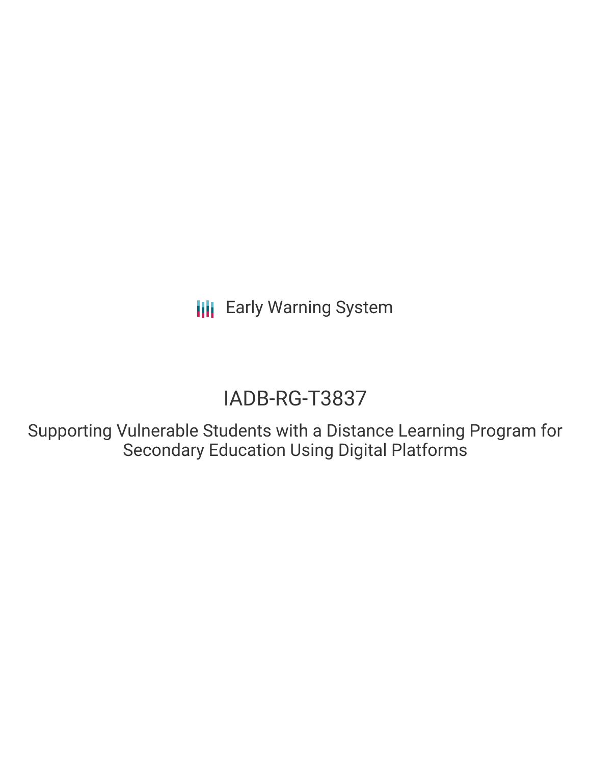Early Warning System

# IADB-RG-T3837

## Supporting Vulnerable Students with a Distance Learning Program for Secondary Education Using Digital Platforms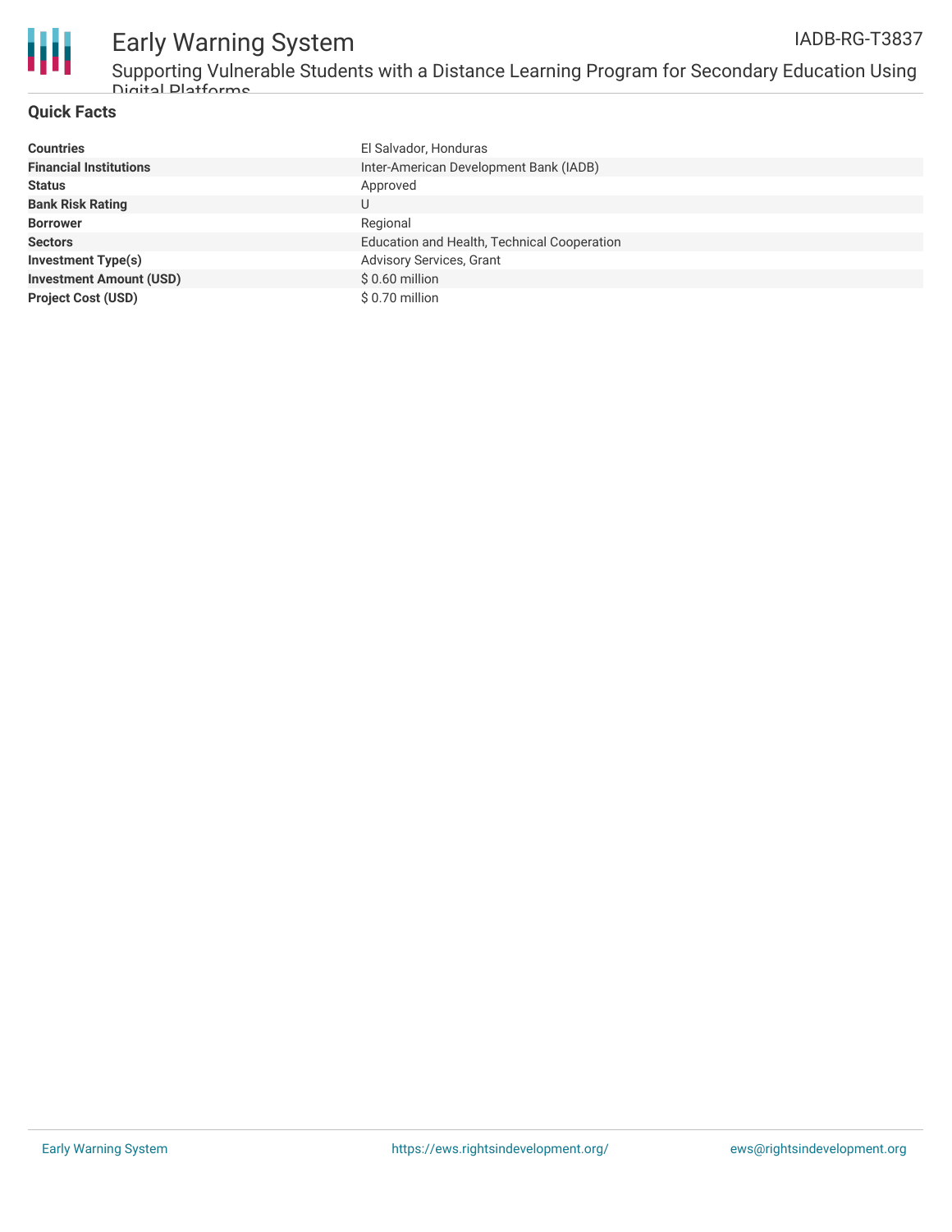## Quick Facts

| | |
|---|---|
| **Countries** | El Salvador, Honduras |
| **Financial Institutions** | Inter-American Development Bank (IADB) |
| **Status** | Approved |
| **Bank Risk Rating** | U |
| **Borrower** | Regional |
| **Sectors** | Education and Health, Technical Cooperation |
| **Investment Type(s)** | Advisory Services, Grant |
| **Investment Amount (USD)** | $ 0.60 million |
| **Project Cost (USD)** | $ 0.70 million |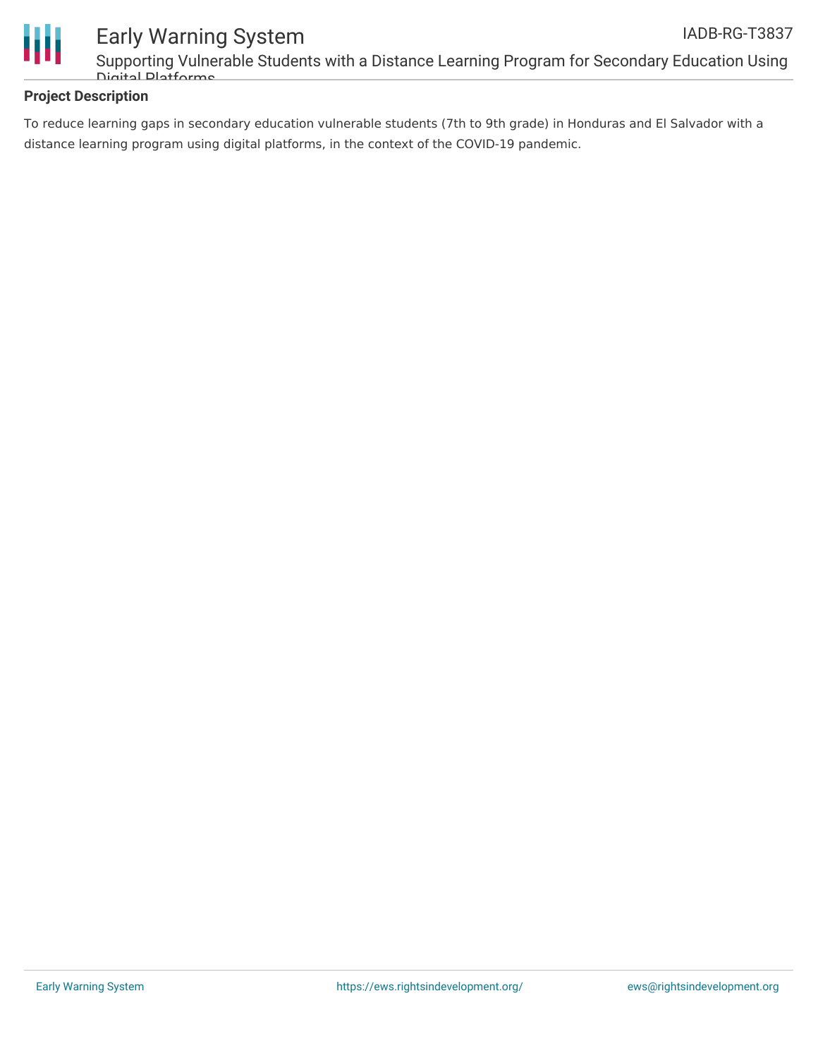## Project Description

To reduce learning gaps in secondary education vulnerable students (7th to 9th grade) in Honduras and El Salvador with a distance learning program using digital platforms, in the context of the COVID-19 pandemic.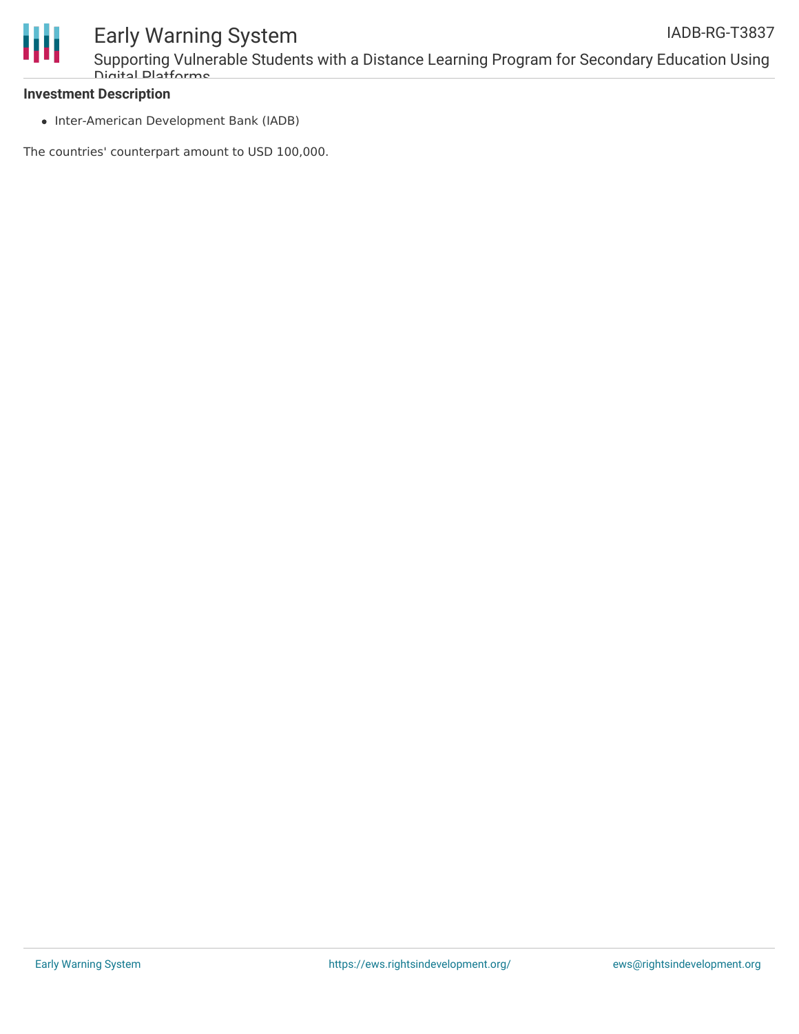**Investment Description**

- Inter-American Development Bank (IADB)

The countries' counterpart amount to USD 100,000.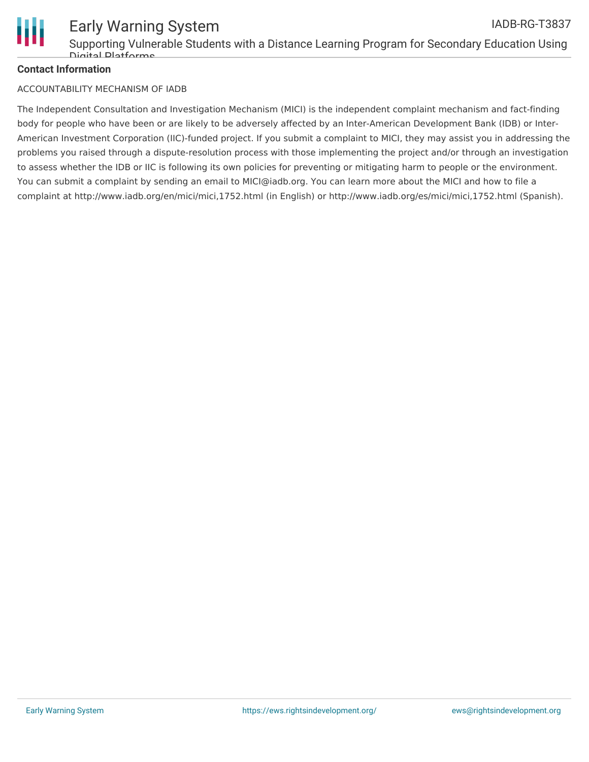**Contact Information**

ACCOUNTABILITY MECHANISM OF IADB

The Independent Consultation and Investigation Mechanism (MICI) is the independent complaint mechanism and fact-finding body for people who have been or are likely to be adversely affected by an Inter-American Development Bank (IDB) or Inter-American Investment Corporation (IIC)-funded project. If you submit a complaint to MICI, they may assist you in addressing the problems you raised through a dispute-resolution process with those implementing the project and/or through an investigation to assess whether the IDB or IIC is following its own policies for preventing or mitigating harm to people or the environment. You can submit a complaint by sending an email to MICI@iadb.org. You can learn more about the MICI and how to file a complaint at http://www.iadb.org/en/mici/mici,1752.html (in English) or http://www.iadb.org/es/mici/mici,1752.html (Spanish).